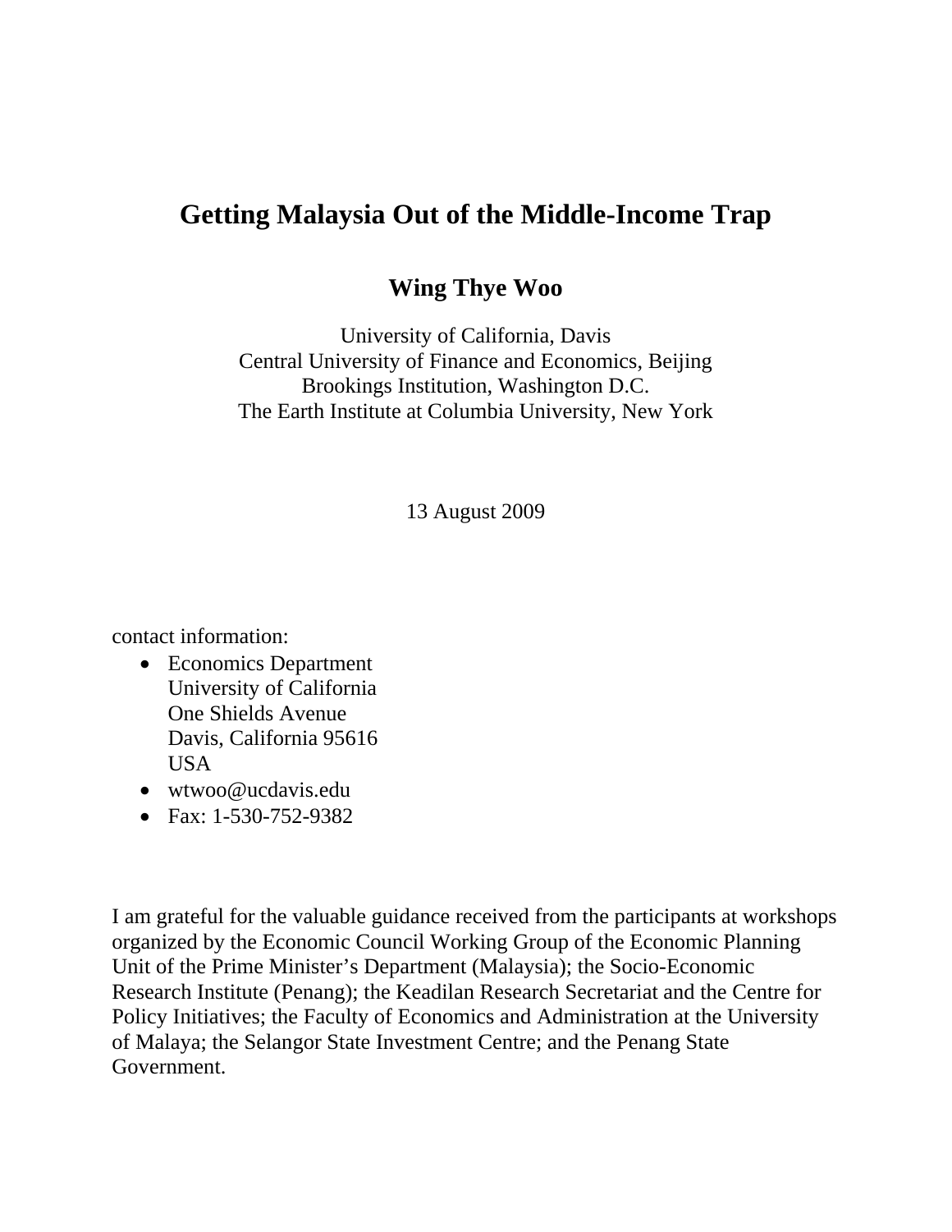# Getting Malaysia Out of the Middle-Income Trap

**Wing Thye Woo**

University of California, Davis
Central University of Finance and Economics, Beijing
Brookings Institution, Washington D.C.
The Earth Institute at Columbia University, New York

13 August 2009

contact information:

- Economics Department
  University of California
  One Shields Avenue
  Davis, California 95616
  USA
- wtwoo@ucdavis.edu
- Fax: 1-530-752-9382

I am grateful for the valuable guidance received from the participants at workshops organized by the Economic Council Working Group of the Economic Planning Unit of the Prime Minister's Department (Malaysia); the Socio-Economic Research Institute (Penang); the Keadilan Research Secretariat and the Centre for Policy Initiatives; the Faculty of Economics and Administration at the University of Malaya; the Selangor State Investment Centre; and the Penang State Government.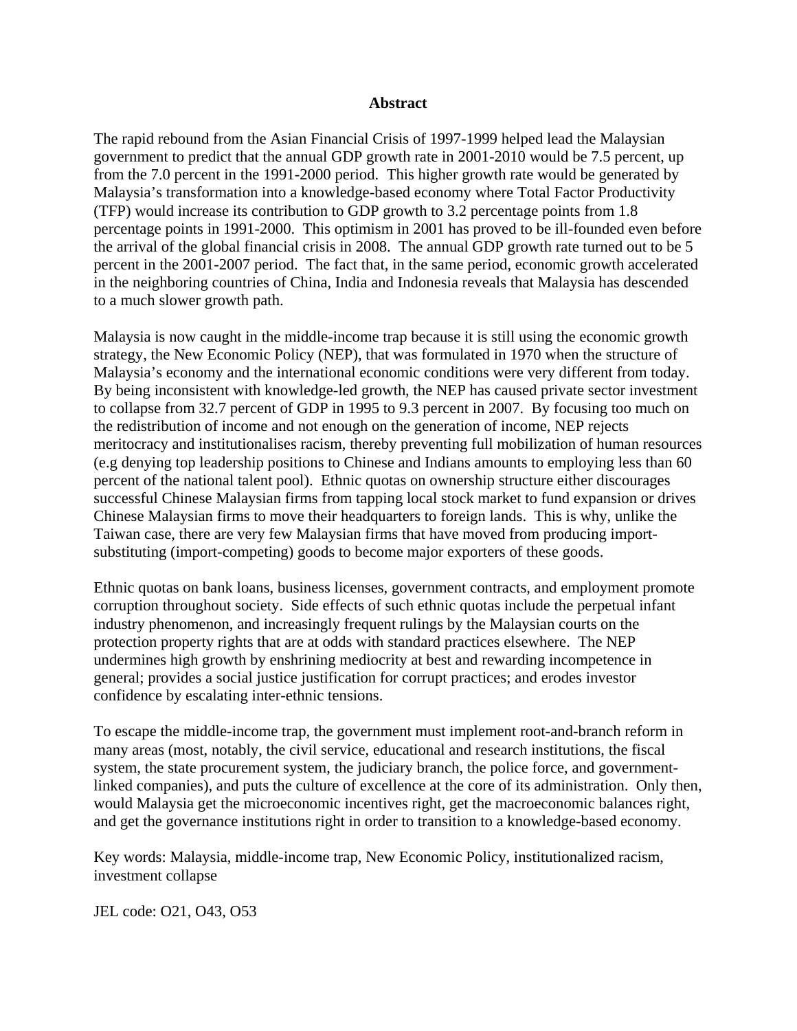**Abstract**

The rapid rebound from the Asian Financial Crisis of 1997-1999 helped lead the Malaysian government to predict that the annual GDP growth rate in 2001-2010 would be 7.5 percent, up from the 7.0 percent in the 1991-2000 period. This higher growth rate would be generated by Malaysia's transformation into a knowledge-based economy where Total Factor Productivity (TFP) would increase its contribution to GDP growth to 3.2 percentage points from 1.8 percentage points in 1991-2000. This optimism in 2001 has proved to be ill-founded even before the arrival of the global financial crisis in 2008. The annual GDP growth rate turned out to be 5 percent in the 2001-2007 period. The fact that, in the same period, economic growth accelerated in the neighboring countries of China, India and Indonesia reveals that Malaysia has descended to a much slower growth path.

Malaysia is now caught in the middle-income trap because it is still using the economic growth strategy, the New Economic Policy (NEP), that was formulated in 1970 when the structure of Malaysia's economy and the international economic conditions were very different from today. By being inconsistent with knowledge-led growth, the NEP has caused private sector investment to collapse from 32.7 percent of GDP in 1995 to 9.3 percent in 2007. By focusing too much on the redistribution of income and not enough on the generation of income, NEP rejects meritocracy and institutionalises racism, thereby preventing full mobilization of human resources (e.g denying top leadership positions to Chinese and Indians amounts to employing less than 60 percent of the national talent pool). Ethnic quotas on ownership structure either discourages successful Chinese Malaysian firms from tapping local stock market to fund expansion or drives Chinese Malaysian firms to move their headquarters to foreign lands. This is why, unlike the Taiwan case, there are very few Malaysian firms that have moved from producing import-substituting (import-competing) goods to become major exporters of these goods.

Ethnic quotas on bank loans, business licenses, government contracts, and employment promote corruption throughout society. Side effects of such ethnic quotas include the perpetual infant industry phenomenon, and increasingly frequent rulings by the Malaysian courts on the protection property rights that are at odds with standard practices elsewhere. The NEP undermines high growth by enshrining mediocrity at best and rewarding incompetence in general; provides a social justice justification for corrupt practices; and erodes investor confidence by escalating inter-ethnic tensions.

To escape the middle-income trap, the government must implement root-and-branch reform in many areas (most, notably, the civil service, educational and research institutions, the fiscal system, the state procurement system, the judiciary branch, the police force, and government-linked companies), and puts the culture of excellence at the core of its administration. Only then, would Malaysia get the microeconomic incentives right, get the macroeconomic balances right, and get the governance institutions right in order to transition to a knowledge-based economy.

Key words: Malaysia, middle-income trap, New Economic Policy, institutionalized racism, investment collapse

JEL code: O21, O43, O53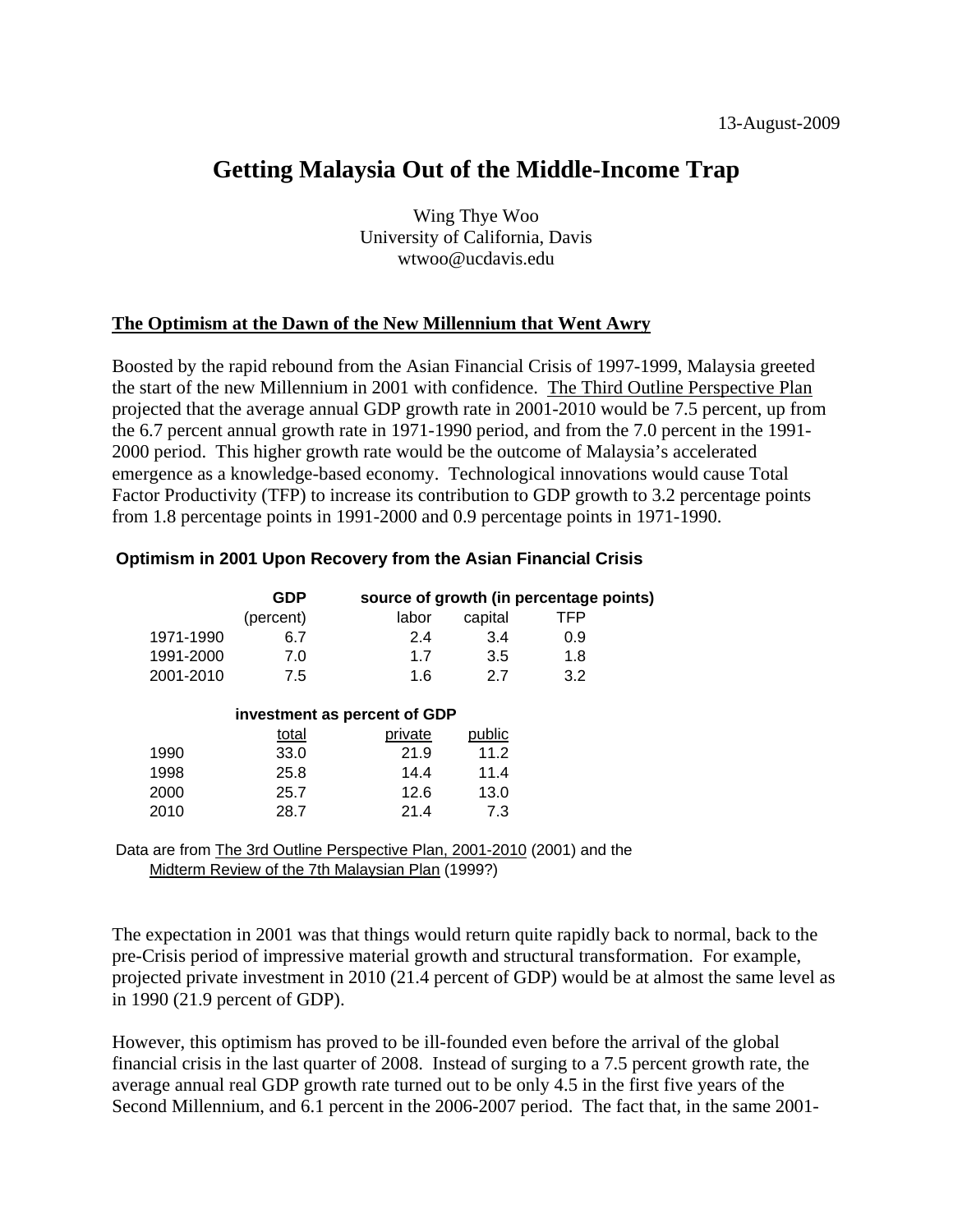13-August-2009

# Getting Malaysia Out of the Middle-Income Trap

Wing Thye Woo
University of California, Davis
wtwoo@ucdavis.edu

## The Optimism at the Dawn of the New Millennium that Went Awry

Boosted by the rapid rebound from the Asian Financial Crisis of 1997-1999, Malaysia greeted the start of the new Millennium in 2001 with confidence. The Third Outline Perspective Plan projected that the average annual GDP growth rate in 2001-2010 would be 7.5 percent, up from the 6.7 percent annual growth rate in 1971-1990 period, and from the 7.0 percent in the 1991-2000 period. This higher growth rate would be the outcome of Malaysia's accelerated emergence as a knowledge-based economy. Technological innovations would cause Total Factor Productivity (TFP) to increase its contribution to GDP growth to 3.2 percentage points from 1.8 percentage points in 1991-2000 and 0.9 percentage points in 1971-1990.

**Optimism in 2001 Upon Recovery from the Asian Financial Crisis**

| | **GDP** | **source of growth (in percentage points)** | | |
|---|---|---|---|---|
| | (percent) | labor | capital | TFP |
| 1971-1990 | 6.7 | 2.4 | 3.4 | 0.9 |
| 1991-2000 | 7.0 | 1.7 | 3.5 | 1.8 |
| 2001-2010 | 7.5 | 1.6 | 2.7 | 3.2 |

| | **investment as percent of GDP** | | |
|---|---|---|---|
| | total | private | public |
| 1990 | 33.0 | 21.9 | 11.2 |
| 1998 | 25.8 | 14.4 | 11.4 |
| 2000 | 25.7 | 12.6 | 13.0 |
| 2010 | 28.7 | 21.4 | 7.3 |

Data are from The 3rd Outline Perspective Plan, 2001-2010 (2001) and the Midterm Review of the 7th Malaysian Plan (1999?)

The expectation in 2001 was that things would return quite rapidly back to normal, back to the pre-Crisis period of impressive material growth and structural transformation. For example, projected private investment in 2010 (21.4 percent of GDP) would be at almost the same level as in 1990 (21.9 percent of GDP).

However, this optimism has proved to be ill-founded even before the arrival of the global financial crisis in the last quarter of 2008. Instead of surging to a 7.5 percent growth rate, the average annual real GDP growth rate turned out to be only 4.5 in the first five years of the Second Millennium, and 6.1 percent in the 2006-2007 period. The fact that, in the same 2001-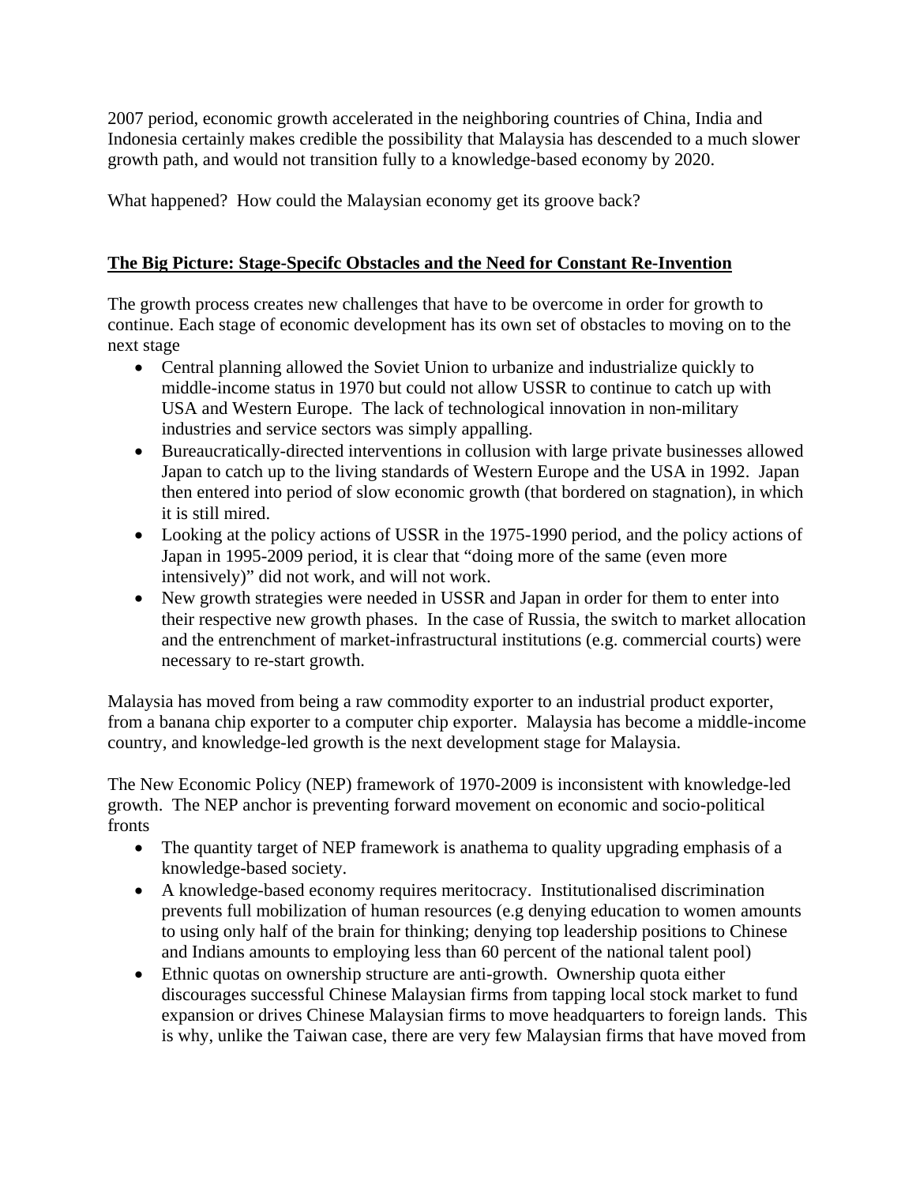2007 period, economic growth accelerated in the neighboring countries of China, India and Indonesia certainly makes credible the possibility that Malaysia has descended to a much slower growth path, and would not transition fully to a knowledge-based economy by 2020.

What happened? How could the Malaysian economy get its groove back?

## The Big Picture: Stage-Specifc Obstacles and the Need for Constant Re-Invention

The growth process creates new challenges that have to be overcome in order for growth to continue. Each stage of economic development has its own set of obstacles to moving on to the next stage

- Central planning allowed the Soviet Union to urbanize and industrialize quickly to middle-income status in 1970 but could not allow USSR to continue to catch up with USA and Western Europe. The lack of technological innovation in non-military industries and service sectors was simply appalling.
- Bureaucratically-directed interventions in collusion with large private businesses allowed Japan to catch up to the living standards of Western Europe and the USA in 1992. Japan then entered into period of slow economic growth (that bordered on stagnation), in which it is still mired.
- Looking at the policy actions of USSR in the 1975-1990 period, and the policy actions of Japan in 1995-2009 period, it is clear that "doing more of the same (even more intensively)" did not work, and will not work.
- New growth strategies were needed in USSR and Japan in order for them to enter into their respective new growth phases. In the case of Russia, the switch to market allocation and the entrenchment of market-infrastructural institutions (e.g. commercial courts) were necessary to re-start growth.

Malaysia has moved from being a raw commodity exporter to an industrial product exporter, from a banana chip exporter to a computer chip exporter. Malaysia has become a middle-income country, and knowledge-led growth is the next development stage for Malaysia.

The New Economic Policy (NEP) framework of 1970-2009 is inconsistent with knowledge-led growth. The NEP anchor is preventing forward movement on economic and socio-political fronts

- The quantity target of NEP framework is anathema to quality upgrading emphasis of a knowledge-based society.
- A knowledge-based economy requires meritocracy. Institutionalised discrimination prevents full mobilization of human resources (e.g denying education to women amounts to using only half of the brain for thinking; denying top leadership positions to Chinese and Indians amounts to employing less than 60 percent of the national talent pool)
- Ethnic quotas on ownership structure are anti-growth. Ownership quota either discourages successful Chinese Malaysian firms from tapping local stock market to fund expansion or drives Chinese Malaysian firms to move headquarters to foreign lands. This is why, unlike the Taiwan case, there are very few Malaysian firms that have moved from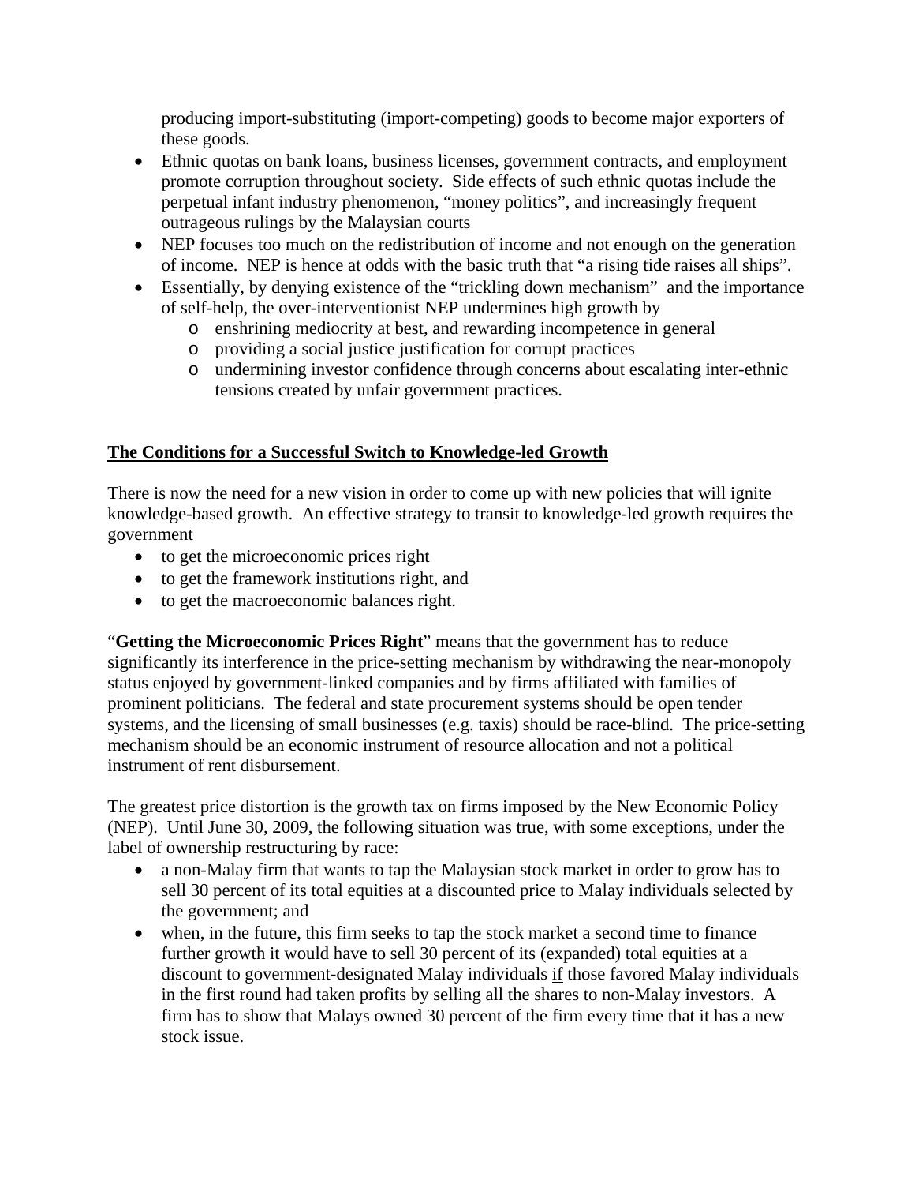producing import-substituting (import-competing) goods to become major exporters of these goods.

- Ethnic quotas on bank loans, business licenses, government contracts, and employment promote corruption throughout society. Side effects of such ethnic quotas include the perpetual infant industry phenomenon, "money politics", and increasingly frequent outrageous rulings by the Malaysian courts
- NEP focuses too much on the redistribution of income and not enough on the generation of income. NEP is hence at odds with the basic truth that "a rising tide raises all ships".
- Essentially, by denying existence of the "trickling down mechanism" and the importance of self-help, the over-interventionist NEP undermines high growth by
  - enshrining mediocrity at best, and rewarding incompetence in general
  - providing a social justice justification for corrupt practices
  - undermining investor confidence through concerns about escalating inter-ethnic tensions created by unfair government practices.

## The Conditions for a Successful Switch to Knowledge-led Growth

There is now the need for a new vision in order to come up with new policies that will ignite knowledge-based growth. An effective strategy to transit to knowledge-led growth requires the government

- to get the microeconomic prices right
- to get the framework institutions right, and
- to get the macroeconomic balances right.

"**Getting the Microeconomic Prices Right**" means that the government has to reduce significantly its interference in the price-setting mechanism by withdrawing the near-monopoly status enjoyed by government-linked companies and by firms affiliated with families of prominent politicians. The federal and state procurement systems should be open tender systems, and the licensing of small businesses (e.g. taxis) should be race-blind. The price-setting mechanism should be an economic instrument of resource allocation and not a political instrument of rent disbursement.

The greatest price distortion is the growth tax on firms imposed by the New Economic Policy (NEP). Until June 30, 2009, the following situation was true, with some exceptions, under the label of ownership restructuring by race:

- a non-Malay firm that wants to tap the Malaysian stock market in order to grow has to sell 30 percent of its total equities at a discounted price to Malay individuals selected by the government; and
- when, in the future, this firm seeks to tap the stock market a second time to finance further growth it would have to sell 30 percent of its (expanded) total equities at a discount to government-designated Malay individuals if those favored Malay individuals in the first round had taken profits by selling all the shares to non-Malay investors. A firm has to show that Malays owned 30 percent of the firm every time that it has a new stock issue.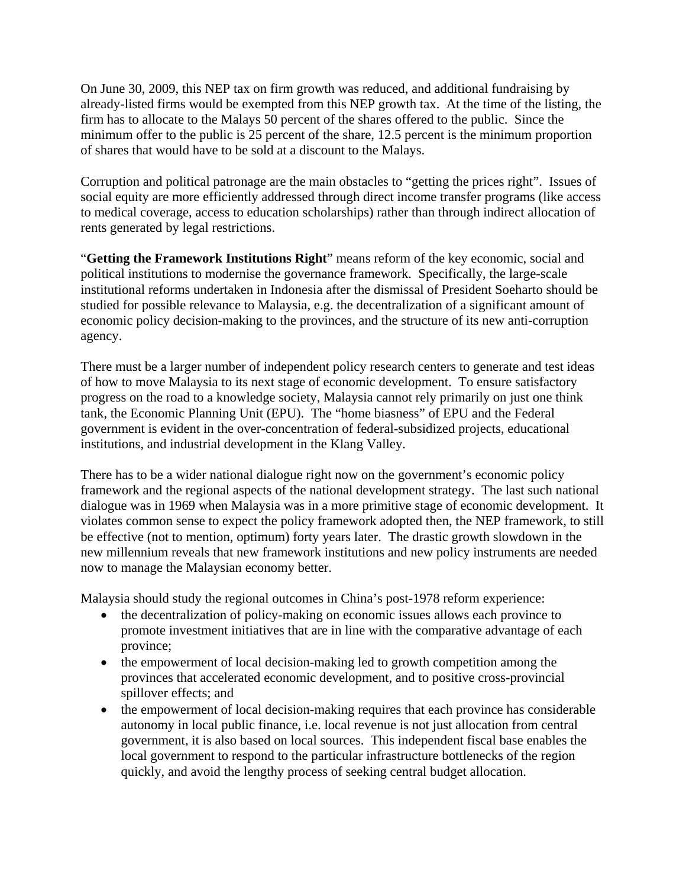On June 30, 2009, this NEP tax on firm growth was reduced, and additional fundraising by already-listed firms would be exempted from this NEP growth tax. At the time of the listing, the firm has to allocate to the Malays 50 percent of the shares offered to the public. Since the minimum offer to the public is 25 percent of the share, 12.5 percent is the minimum proportion of shares that would have to be sold at a discount to the Malays.

Corruption and political patronage are the main obstacles to "getting the prices right". Issues of social equity are more efficiently addressed through direct income transfer programs (like access to medical coverage, access to education scholarships) rather than through indirect allocation of rents generated by legal restrictions.

"**Getting the Framework Institutions Right**" means reform of the key economic, social and political institutions to modernise the governance framework. Specifically, the large-scale institutional reforms undertaken in Indonesia after the dismissal of President Soeharto should be studied for possible relevance to Malaysia, e.g. the decentralization of a significant amount of economic policy decision-making to the provinces, and the structure of its new anti-corruption agency.

There must be a larger number of independent policy research centers to generate and test ideas of how to move Malaysia to its next stage of economic development. To ensure satisfactory progress on the road to a knowledge society, Malaysia cannot rely primarily on just one think tank, the Economic Planning Unit (EPU). The "home biasness" of EPU and the Federal government is evident in the over-concentration of federal-subsidized projects, educational institutions, and industrial development in the Klang Valley.

There has to be a wider national dialogue right now on the government's economic policy framework and the regional aspects of the national development strategy. The last such national dialogue was in 1969 when Malaysia was in a more primitive stage of economic development. It violates common sense to expect the policy framework adopted then, the NEP framework, to still be effective (not to mention, optimum) forty years later. The drastic growth slowdown in the new millennium reveals that new framework institutions and new policy instruments are needed now to manage the Malaysian economy better.

Malaysia should study the regional outcomes in China's post-1978 reform experience:

- the decentralization of policy-making on economic issues allows each province to promote investment initiatives that are in line with the comparative advantage of each province;
- the empowerment of local decision-making led to growth competition among the provinces that accelerated economic development, and to positive cross-provincial spillover effects; and
- the empowerment of local decision-making requires that each province has considerable autonomy in local public finance, i.e. local revenue is not just allocation from central government, it is also based on local sources. This independent fiscal base enables the local government to respond to the particular infrastructure bottlenecks of the region quickly, and avoid the lengthy process of seeking central budget allocation.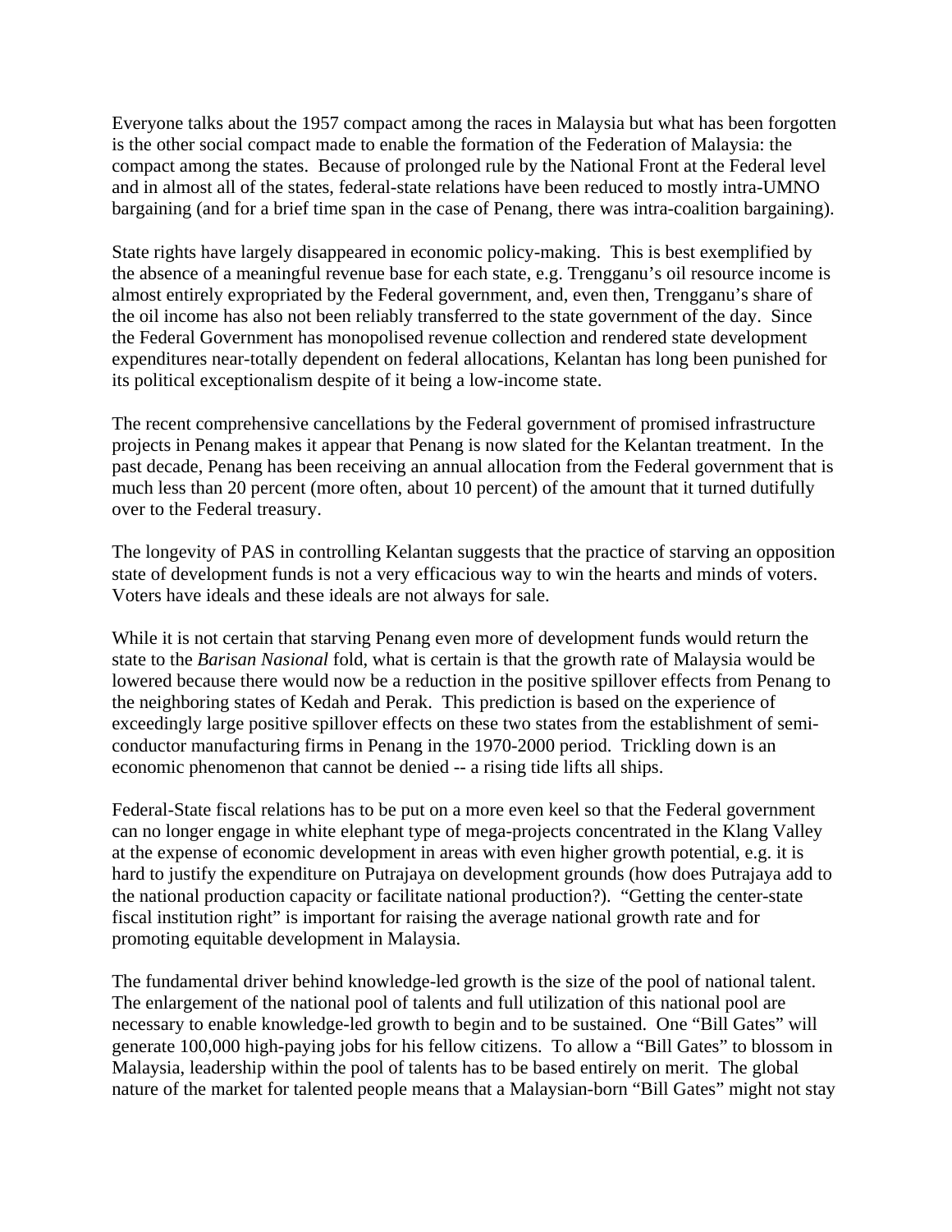Everyone talks about the 1957 compact among the races in Malaysia but what has been forgotten is the other social compact made to enable the formation of the Federation of Malaysia: the compact among the states. Because of prolonged rule by the National Front at the Federal level and in almost all of the states, federal-state relations have been reduced to mostly intra-UMNO bargaining (and for a brief time span in the case of Penang, there was intra-coalition bargaining).

State rights have largely disappeared in economic policy-making. This is best exemplified by the absence of a meaningful revenue base for each state, e.g. Trengganu's oil resource income is almost entirely expropriated by the Federal government, and, even then, Trengganu's share of the oil income has also not been reliably transferred to the state government of the day. Since the Federal Government has monopolised revenue collection and rendered state development expenditures near-totally dependent on federal allocations, Kelantan has long been punished for its political exceptionalism despite of it being a low-income state.

The recent comprehensive cancellations by the Federal government of promised infrastructure projects in Penang makes it appear that Penang is now slated for the Kelantan treatment. In the past decade, Penang has been receiving an annual allocation from the Federal government that is much less than 20 percent (more often, about 10 percent) of the amount that it turned dutifully over to the Federal treasury.

The longevity of PAS in controlling Kelantan suggests that the practice of starving an opposition state of development funds is not a very efficacious way to win the hearts and minds of voters. Voters have ideals and these ideals are not always for sale.

While it is not certain that starving Penang even more of development funds would return the state to the *Barisan Nasional* fold, what is certain is that the growth rate of Malaysia would be lowered because there would now be a reduction in the positive spillover effects from Penang to the neighboring states of Kedah and Perak. This prediction is based on the experience of exceedingly large positive spillover effects on these two states from the establishment of semi-conductor manufacturing firms in Penang in the 1970-2000 period. Trickling down is an economic phenomenon that cannot be denied -- a rising tide lifts all ships.

Federal-State fiscal relations has to be put on a more even keel so that the Federal government can no longer engage in white elephant type of mega-projects concentrated in the Klang Valley at the expense of economic development in areas with even higher growth potential, e.g. it is hard to justify the expenditure on Putrajaya on development grounds (how does Putrajaya add to the national production capacity or facilitate national production?). "Getting the center-state fiscal institution right" is important for raising the average national growth rate and for promoting equitable development in Malaysia.

The fundamental driver behind knowledge-led growth is the size of the pool of national talent. The enlargement of the national pool of talents and full utilization of this national pool are necessary to enable knowledge-led growth to begin and to be sustained. One "Bill Gates" will generate 100,000 high-paying jobs for his fellow citizens. To allow a "Bill Gates" to blossom in Malaysia, leadership within the pool of talents has to be based entirely on merit. The global nature of the market for talented people means that a Malaysian-born "Bill Gates" might not stay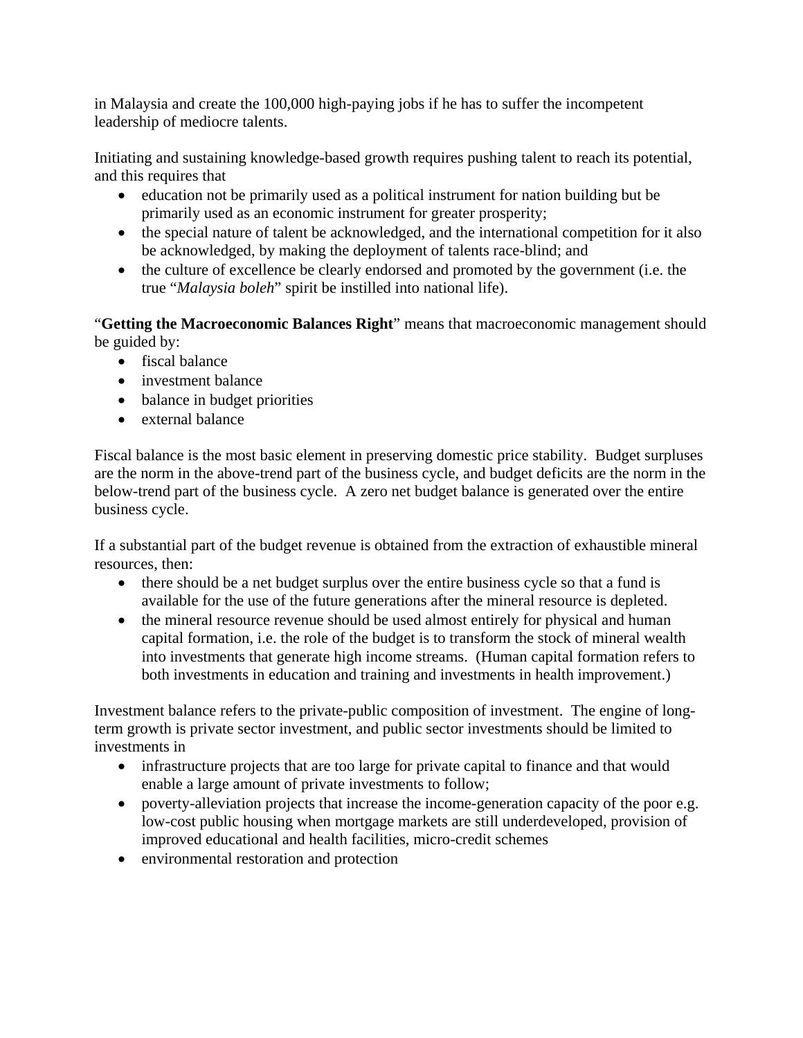in Malaysia and create the 100,000 high-paying jobs if he has to suffer the incompetent leadership of mediocre talents.

Initiating and sustaining knowledge-based growth requires pushing talent to reach its potential, and this requires that

- education not be primarily used as a political instrument for nation building but be primarily used as an economic instrument for greater prosperity;
- the special nature of talent be acknowledged, and the international competition for it also be acknowledged, by making the deployment of talents race-blind; and
- the culture of excellence be clearly endorsed and promoted by the government (i.e. the true "*Malaysia boleh*" spirit be instilled into national life).

"**Getting the Macroeconomic Balances Right**" means that macroeconomic management should be guided by:

- fiscal balance
- investment balance
- balance in budget priorities
- external balance

Fiscal balance is the most basic element in preserving domestic price stability. Budget surpluses are the norm in the above-trend part of the business cycle, and budget deficits are the norm in the below-trend part of the business cycle. A zero net budget balance is generated over the entire business cycle.

If a substantial part of the budget revenue is obtained from the extraction of exhaustible mineral resources, then:

- there should be a net budget surplus over the entire business cycle so that a fund is available for the use of the future generations after the mineral resource is depleted.
- the mineral resource revenue should be used almost entirely for physical and human capital formation, i.e. the role of the budget is to transform the stock of mineral wealth into investments that generate high income streams. (Human capital formation refers to both investments in education and training and investments in health improvement.)

Investment balance refers to the private-public composition of investment. The engine of long-term growth is private sector investment, and public sector investments should be limited to investments in

- infrastructure projects that are too large for private capital to finance and that would enable a large amount of private investments to follow;
- poverty-alleviation projects that increase the income-generation capacity of the poor e.g. low-cost public housing when mortgage markets are still underdeveloped, provision of improved educational and health facilities, micro-credit schemes
- environmental restoration and protection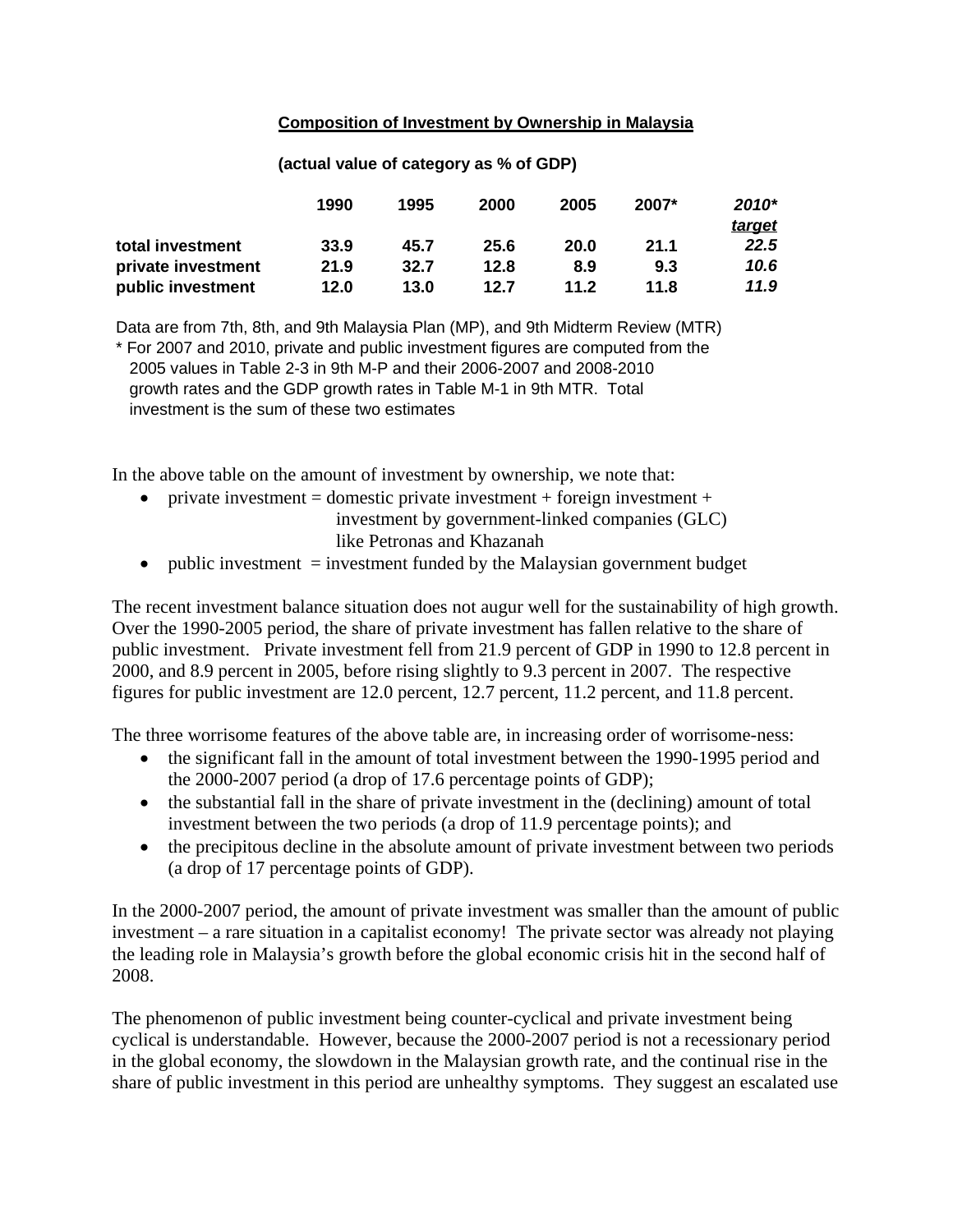**Composition of Investment by Ownership in Malaysia**

**(actual value of category as % of GDP)**

| | 1990 | 1995 | 2000 | 2005 | 2007* | *2010** <br> ***target*** |
|---|---|---|---|---|---|---|
| **total investment** | **33.9** | **45.7** | **25.6** | **20.0** | **21.1** | ***22.5*** |
| **private investment** | **21.9** | **32.7** | **12.8** | **8.9** | **9.3** | ***10.6*** |
| **public investment** | **12.0** | **13.0** | **12.7** | **11.2** | **11.8** | ***11.9*** |

Data are from 7th, 8th, and 9th Malaysia Plan (MP), and 9th Midterm Review (MTR)
\* For 2007 and 2010, private and public investment figures are computed from the 2005 values in Table 2-3 in 9th M-P and their 2006-2007 and 2008-2010 growth rates and the GDP growth rates in Table M-1 in 9th MTR. Total investment is the sum of these two estimates

In the above table on the amount of investment by ownership, we note that:

- private investment = domestic private investment + foreign investment + investment by government-linked companies (GLC) like Petronas and Khazanah
- public investment = investment funded by the Malaysian government budget

The recent investment balance situation does not augur well for the sustainability of high growth. Over the 1990-2005 period, the share of private investment has fallen relative to the share of public investment. Private investment fell from 21.9 percent of GDP in 1990 to 12.8 percent in 2000, and 8.9 percent in 2005, before rising slightly to 9.3 percent in 2007. The respective figures for public investment are 12.0 percent, 12.7 percent, 11.2 percent, and 11.8 percent.

The three worrisome features of the above table are, in increasing order of worrisome-ness:

- the significant fall in the amount of total investment between the 1990-1995 period and the 2000-2007 period (a drop of 17.6 percentage points of GDP);
- the substantial fall in the share of private investment in the (declining) amount of total investment between the two periods (a drop of 11.9 percentage points); and
- the precipitous decline in the absolute amount of private investment between two periods (a drop of 17 percentage points of GDP).

In the 2000-2007 period, the amount of private investment was smaller than the amount of public investment – a rare situation in a capitalist economy! The private sector was already not playing the leading role in Malaysia's growth before the global economic crisis hit in the second half of 2008.

The phenomenon of public investment being counter-cyclical and private investment being cyclical is understandable. However, because the 2000-2007 period is not a recessionary period in the global economy, the slowdown in the Malaysian growth rate, and the continual rise in the share of public investment in this period are unhealthy symptoms. They suggest an escalated use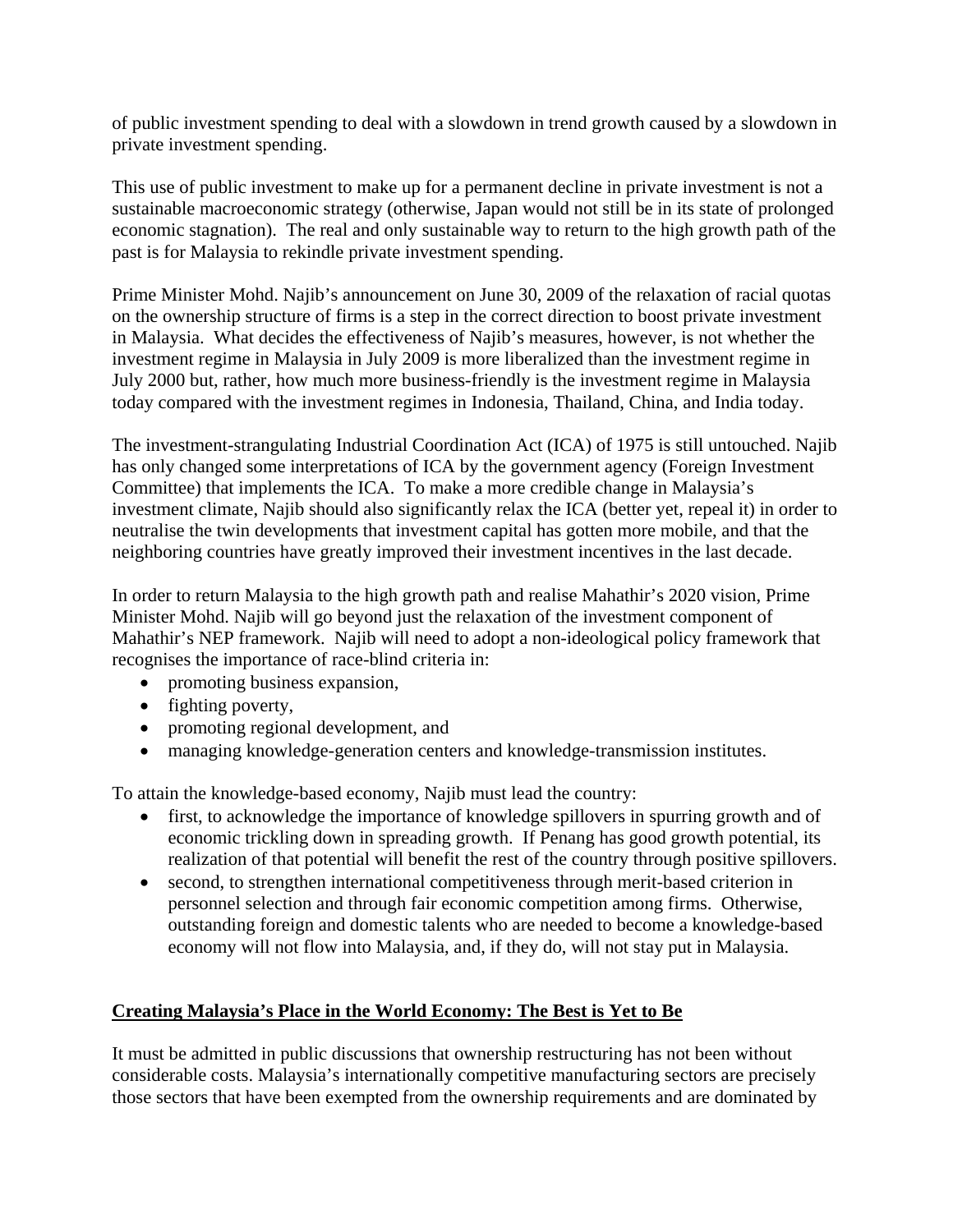of public investment spending to deal with a slowdown in trend growth caused by a slowdown in private investment spending.

This use of public investment to make up for a permanent decline in private investment is not a sustainable macroeconomic strategy (otherwise, Japan would not still be in its state of prolonged economic stagnation). The real and only sustainable way to return to the high growth path of the past is for Malaysia to rekindle private investment spending.

Prime Minister Mohd. Najib's announcement on June 30, 2009 of the relaxation of racial quotas on the ownership structure of firms is a step in the correct direction to boost private investment in Malaysia. What decides the effectiveness of Najib's measures, however, is not whether the investment regime in Malaysia in July 2009 is more liberalized than the investment regime in July 2000 but, rather, how much more business-friendly is the investment regime in Malaysia today compared with the investment regimes in Indonesia, Thailand, China, and India today.

The investment-strangulating Industrial Coordination Act (ICA) of 1975 is still untouched. Najib has only changed some interpretations of ICA by the government agency (Foreign Investment Committee) that implements the ICA. To make a more credible change in Malaysia's investment climate, Najib should also significantly relax the ICA (better yet, repeal it) in order to neutralise the twin developments that investment capital has gotten more mobile, and that the neighboring countries have greatly improved their investment incentives in the last decade.

In order to return Malaysia to the high growth path and realise Mahathir's 2020 vision, Prime Minister Mohd. Najib will go beyond just the relaxation of the investment component of Mahathir's NEP framework. Najib will need to adopt a non-ideological policy framework that recognises the importance of race-blind criteria in:

- promoting business expansion,
- fighting poverty,
- promoting regional development, and
- managing knowledge-generation centers and knowledge-transmission institutes.

To attain the knowledge-based economy, Najib must lead the country:

- first, to acknowledge the importance of knowledge spillovers in spurring growth and of economic trickling down in spreading growth. If Penang has good growth potential, its realization of that potential will benefit the rest of the country through positive spillovers.
- second, to strengthen international competitiveness through merit-based criterion in personnel selection and through fair economic competition among firms. Otherwise, outstanding foreign and domestic talents who are needed to become a knowledge-based economy will not flow into Malaysia, and, if they do, will not stay put in Malaysia.

## Creating Malaysia's Place in the World Economy: The Best is Yet to Be

It must be admitted in public discussions that ownership restructuring has not been without considerable costs. Malaysia's internationally competitive manufacturing sectors are precisely those sectors that have been exempted from the ownership requirements and are dominated by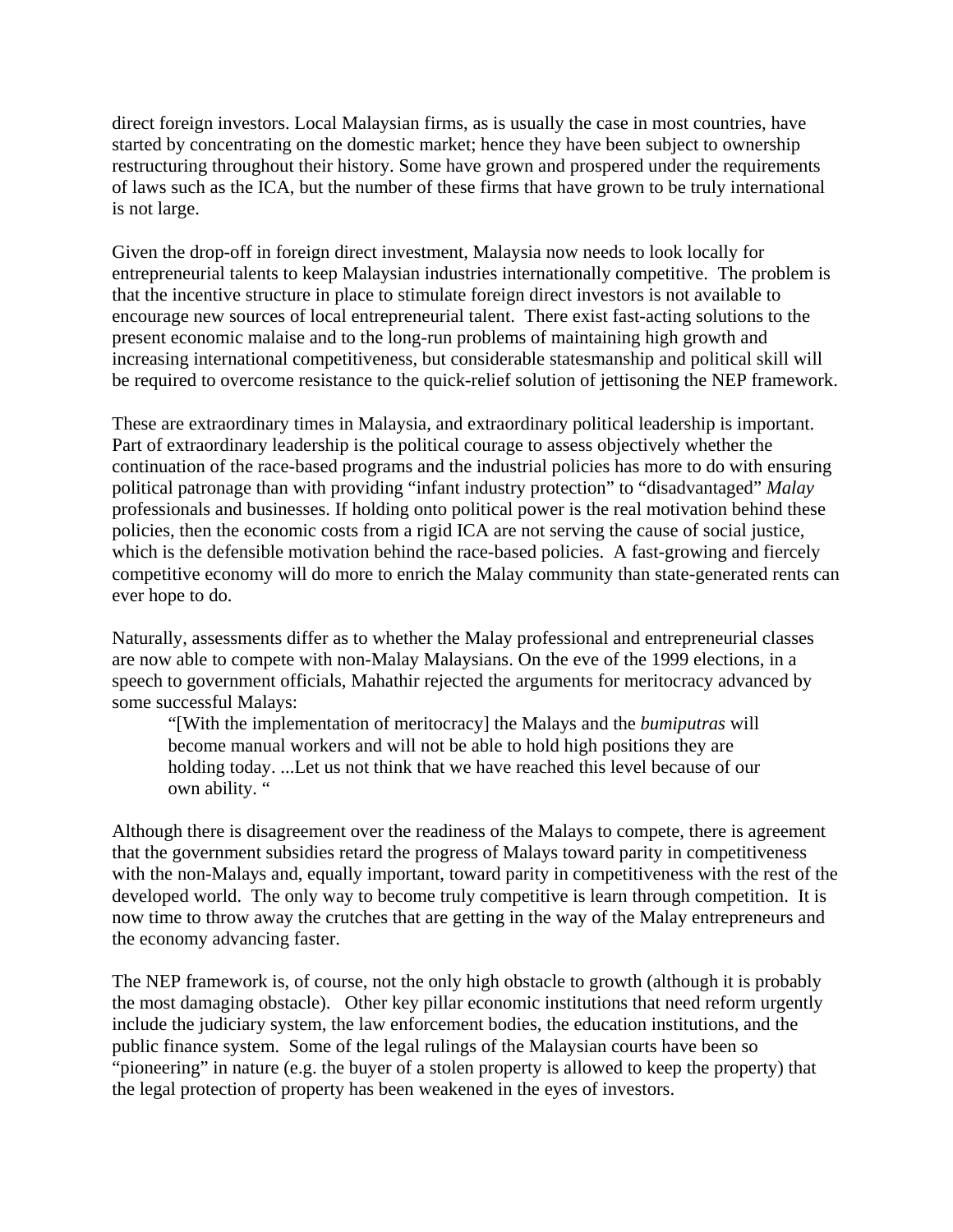direct foreign investors. Local Malaysian firms, as is usually the case in most countries, have started by concentrating on the domestic market; hence they have been subject to ownership restructuring throughout their history. Some have grown and prospered under the requirements of laws such as the ICA, but the number of these firms that have grown to be truly international is not large.

Given the drop-off in foreign direct investment, Malaysia now needs to look locally for entrepreneurial talents to keep Malaysian industries internationally competitive. The problem is that the incentive structure in place to stimulate foreign direct investors is not available to encourage new sources of local entrepreneurial talent. There exist fast-acting solutions to the present economic malaise and to the long-run problems of maintaining high growth and increasing international competitiveness, but considerable statesmanship and political skill will be required to overcome resistance to the quick-relief solution of jettisoning the NEP framework.

These are extraordinary times in Malaysia, and extraordinary political leadership is important. Part of extraordinary leadership is the political courage to assess objectively whether the continuation of the race-based programs and the industrial policies has more to do with ensuring political patronage than with providing "infant industry protection" to "disadvantaged" *Malay* professionals and businesses. If holding onto political power is the real motivation behind these policies, then the economic costs from a rigid ICA are not serving the cause of social justice, which is the defensible motivation behind the race-based policies. A fast-growing and fiercely competitive economy will do more to enrich the Malay community than state-generated rents can ever hope to do.

Naturally, assessments differ as to whether the Malay professional and entrepreneurial classes are now able to compete with non-Malay Malaysians. On the eve of the 1999 elections, in a speech to government officials, Mahathir rejected the arguments for meritocracy advanced by some successful Malays:

> "[With the implementation of meritocracy] the Malays and the *bumiputras* will become manual workers and will not be able to hold high positions they are holding today. ...Let us not think that we have reached this level because of our own ability. "

Although there is disagreement over the readiness of the Malays to compete, there is agreement that the government subsidies retard the progress of Malays toward parity in competitiveness with the non-Malays and, equally important, toward parity in competitiveness with the rest of the developed world. The only way to become truly competitive is learn through competition. It is now time to throw away the crutches that are getting in the way of the Malay entrepreneurs and the economy advancing faster.

The NEP framework is, of course, not the only high obstacle to growth (although it is probably the most damaging obstacle). Other key pillar economic institutions that need reform urgently include the judiciary system, the law enforcement bodies, the education institutions, and the public finance system. Some of the legal rulings of the Malaysian courts have been so "pioneering" in nature (e.g. the buyer of a stolen property is allowed to keep the property) that the legal protection of property has been weakened in the eyes of investors.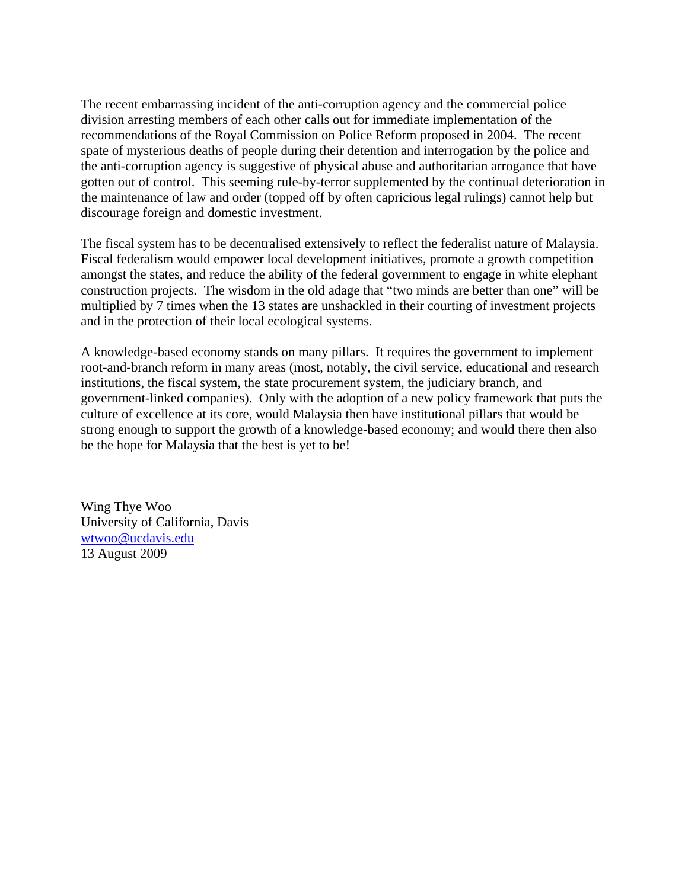The recent embarrassing incident of the anti-corruption agency and the commercial police division arresting members of each other calls out for immediate implementation of the recommendations of the Royal Commission on Police Reform proposed in 2004. The recent spate of mysterious deaths of people during their detention and interrogation by the police and the anti-corruption agency is suggestive of physical abuse and authoritarian arrogance that have gotten out of control. This seeming rule-by-terror supplemented by the continual deterioration in the maintenance of law and order (topped off by often capricious legal rulings) cannot help but discourage foreign and domestic investment.

The fiscal system has to be decentralised extensively to reflect the federalist nature of Malaysia. Fiscal federalism would empower local development initiatives, promote a growth competition amongst the states, and reduce the ability of the federal government to engage in white elephant construction projects. The wisdom in the old adage that "two minds are better than one" will be multiplied by 7 times when the 13 states are unshackled in their courting of investment projects and in the protection of their local ecological systems.

A knowledge-based economy stands on many pillars. It requires the government to implement root-and-branch reform in many areas (most, notably, the civil service, educational and research institutions, the fiscal system, the state procurement system, the judiciary branch, and government-linked companies). Only with the adoption of a new policy framework that puts the culture of excellence at its core, would Malaysia then have institutional pillars that would be strong enough to support the growth of a knowledge-based economy; and would there then also be the hope for Malaysia that the best is yet to be!

Wing Thye Woo
University of California, Davis
wtwoo@ucdavis.edu
13 August 2009